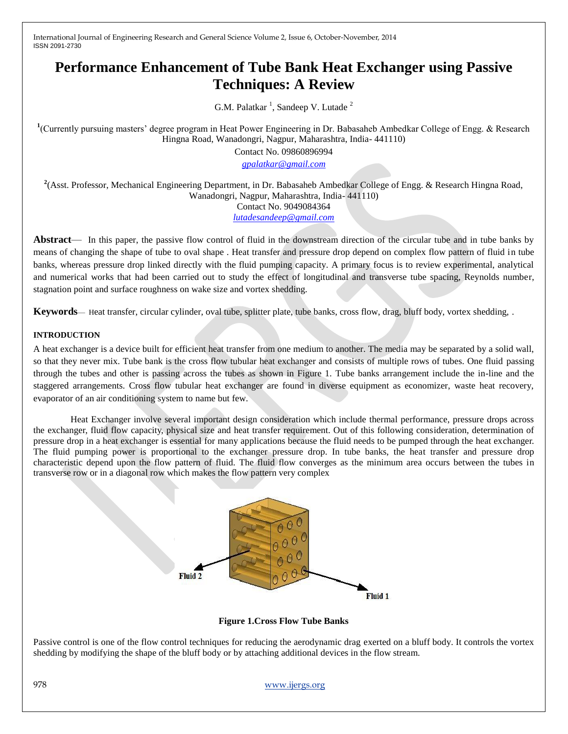# Performance Enhancement of Tube Bank Heat Exchanger using Passive Techniques: A Review

G.M. Palatkar [1], Sandeep V. Lutade [2]

[1](Currently pursuing masters' degree program in Heat Power Engineering in Dr. Babasaheb Ambedkar College of Engg. & Research Hingna Road, Wanadongri, Nagpur, Maharashtra, India- 441110)

Contact No. 09860896994

gpalatkar@gmail.com

[2](Asst. Professor, Mechanical Engineering Department, in Dr. Babasaheb Ambedkar College of Engg. & Research Hingna Road, Wanadongri, Nagpur, Maharashtra, India- 441110)

Contact No. 9049084364

lutadesandeep@gmail.com

**Abstract**— In this paper, the passive flow control of fluid in the downstream direction of the circular tube and in tube banks by means of changing the shape of tube to oval shape . Heat transfer and pressure drop depend on complex flow pattern of fluid in tube banks, whereas pressure drop linked directly with the fluid pumping capacity. A primary focus is to review experimental, analytical and numerical works that had been carried out to study the effect of longitudinal and transverse tube spacing, Reynolds number, stagnation point and surface roughness on wake size and vortex shedding.

**Keywords**— Heat transfer, circular cylinder, oval tube, splitter plate, tube banks, cross flow, drag, bluff body, vortex shedding, .

## INTRODUCTION

A heat exchanger is a device built for efficient heat transfer from one medium to another. The media may be separated by a solid wall, so that they never mix. Tube bank is the cross flow tubular heat exchanger and consists of multiple rows of tubes. One fluid passing through the tubes and other is passing across the tubes as shown in Figure 1. Tube banks arrangement include the in-line and the staggered arrangements. Cross flow tubular heat exchanger are found in diverse equipment as economizer, waste heat recovery, evaporator of an air conditioning system to name but few.

Heat Exchanger involve several important design consideration which include thermal performance, pressure drops across the exchanger, fluid flow capacity, physical size and heat transfer requirement. Out of this following consideration, determination of pressure drop in a heat exchanger is essential for many applications because the fluid needs to be pumped through the heat exchanger. The fluid pumping power is proportional to the exchanger pressure drop. In tube banks, the heat transfer and pressure drop characteristic depend upon the flow pattern of fluid. The fluid flow converges as the minimum area occurs between the tubes in transverse row or in a diagonal row which makes the flow pattern very complex

Fluid 2

Fluid 1

**Figure 1.Cross Flow Tube Banks**

Passive control is one of the flow control techniques for reducing the aerodynamic drag exerted on a bluff body. It controls the vortex shedding by modifying the shape of the bluff body or by attaching additional devices in the flow stream.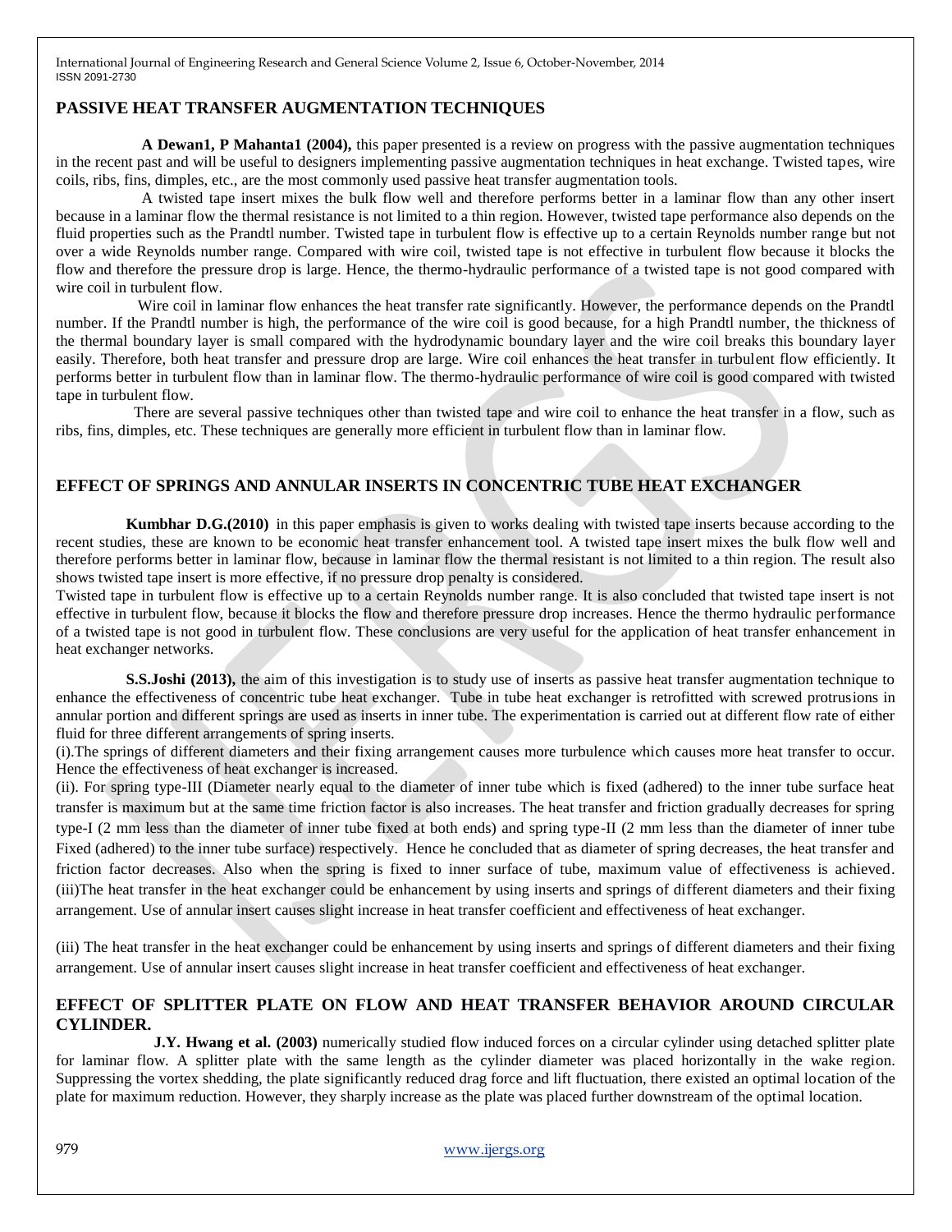## PASSIVE HEAT TRANSFER AUGMENTATION TECHNIQUES

**A Dewan1, P Mahanta1 (2004),** this paper presented is a review on progress with the passive augmentation techniques in the recent past and will be useful to designers implementing passive augmentation techniques in heat exchange. Twisted tapes, wire coils, ribs, fins, dimples, etc., are the most commonly used passive heat transfer augmentation tools.

A twisted tape insert mixes the bulk flow well and therefore performs better in a laminar flow than any other insert because in a laminar flow the thermal resistance is not limited to a thin region. However, twisted tape performance also depends on the fluid properties such as the Prandtl number. Twisted tape in turbulent flow is effective up to a certain Reynolds number range but not over a wide Reynolds number range. Compared with wire coil, twisted tape is not effective in turbulent flow because it blocks the flow and therefore the pressure drop is large. Hence, the thermo-hydraulic performance of a twisted tape is not good compared with wire coil in turbulent flow.

Wire coil in laminar flow enhances the heat transfer rate significantly. However, the performance depends on the Prandtl number. If the Prandtl number is high, the performance of the wire coil is good because, for a high Prandtl number, the thickness of the thermal boundary layer is small compared with the hydrodynamic boundary layer and the wire coil breaks this boundary layer easily. Therefore, both heat transfer and pressure drop are large. Wire coil enhances the heat transfer in turbulent flow efficiently. It performs better in turbulent flow than in laminar flow. The thermo-hydraulic performance of wire coil is good compared with twisted tape in turbulent flow.

There are several passive techniques other than twisted tape and wire coil to enhance the heat transfer in a flow, such as ribs, fins, dimples, etc. These techniques are generally more efficient in turbulent flow than in laminar flow.

## EFFECT OF SPRINGS AND ANNULAR INSERTS IN CONCENTRIC TUBE HEAT EXCHANGER

**Kumbhar D.G.(2010)** in this paper emphasis is given to works dealing with twisted tape inserts because according to the recent studies, these are known to be economic heat transfer enhancement tool. A twisted tape insert mixes the bulk flow well and therefore performs better in laminar flow, because in laminar flow the thermal resistant is not limited to a thin region. The result also shows twisted tape insert is more effective, if no pressure drop penalty is considered.

Twisted tape in turbulent flow is effective up to a certain Reynolds number range. It is also concluded that twisted tape insert is not effective in turbulent flow, because it blocks the flow and therefore pressure drop increases. Hence the thermo hydraulic performance of a twisted tape is not good in turbulent flow. These conclusions are very useful for the application of heat transfer enhancement in heat exchanger networks.

**S.S.Joshi (2013),** the aim of this investigation is to study use of inserts as passive heat transfer augmentation technique to enhance the effectiveness of concentric tube heat exchanger. Tube in tube heat exchanger is retrofitted with screwed protrusions in annular portion and different springs are used as inserts in inner tube. The experimentation is carried out at different flow rate of either fluid for three different arrangements of spring inserts.

(i).The springs of different diameters and their fixing arrangement causes more turbulence which causes more heat transfer to occur. Hence the effectiveness of heat exchanger is increased.

(ii). For spring type-III (Diameter nearly equal to the diameter of inner tube which is fixed (adhered) to the inner tube surface heat transfer is maximum but at the same time friction factor is also increases. The heat transfer and friction gradually decreases for spring type-I (2 mm less than the diameter of inner tube fixed at both ends) and spring type-II (2 mm less than the diameter of inner tube Fixed (adhered) to the inner tube surface) respectively. Hence he concluded that as diameter of spring decreases, the heat transfer and friction factor decreases. Also when the spring is fixed to inner surface of tube, maximum value of effectiveness is achieved.

(iii)The heat transfer in the heat exchanger could be enhancement by using inserts and springs of different diameters and their fixing arrangement. Use of annular insert causes slight increase in heat transfer coefficient and effectiveness of heat exchanger.

(iii) The heat transfer in the heat exchanger could be enhancement by using inserts and springs of different diameters and their fixing arrangement. Use of annular insert causes slight increase in heat transfer coefficient and effectiveness of heat exchanger.

## EFFECT OF SPLITTER PLATE ON FLOW AND HEAT TRANSFER BEHAVIOR AROUND CIRCULAR CYLINDER.

**J.Y. Hwang et al. (2003)** numerically studied flow induced forces on a circular cylinder using detached splitter plate for laminar flow. A splitter plate with the same length as the cylinder diameter was placed horizontally in the wake region. Suppressing the vortex shedding, the plate significantly reduced drag force and lift fluctuation, there existed an optimal location of the plate for maximum reduction. However, they sharply increase as the plate was placed further downstream of the optimal location.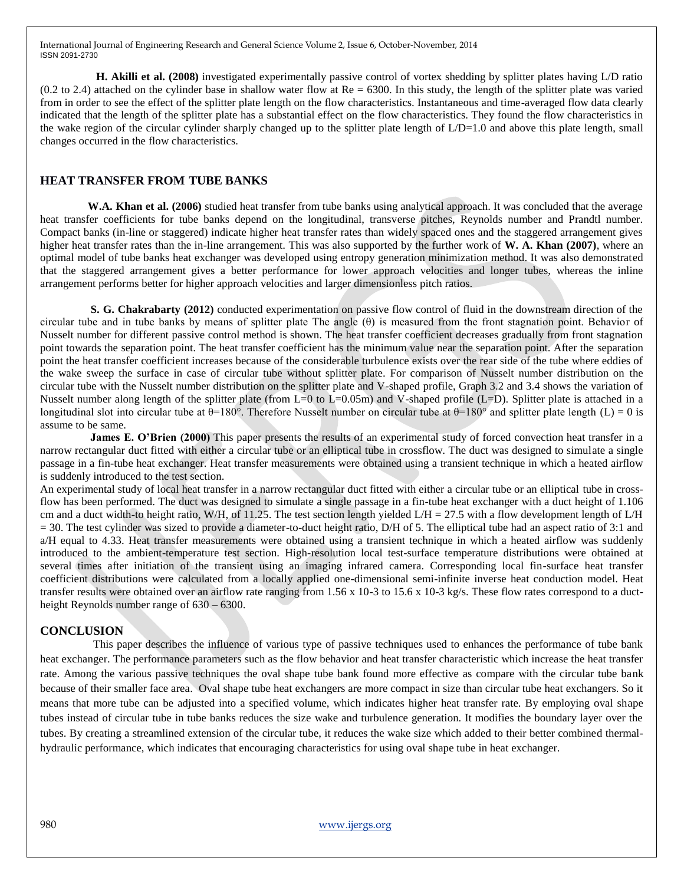**H. Akilli et al. (2008)** investigated experimentally passive control of vortex shedding by splitter plates having L/D ratio (0.2 to 2.4) attached on the cylinder base in shallow water flow at Re = 6300. In this study, the length of the splitter plate was varied from in order to see the effect of the splitter plate length on the flow characteristics. Instantaneous and time-averaged flow data clearly indicated that the length of the splitter plate has a substantial effect on the flow characteristics. They found the flow characteristics in the wake region of the circular cylinder sharply changed up to the splitter plate length of L/D=1.0 and above this plate length, small changes occurred in the flow characteristics.

## HEAT TRANSFER FROM TUBE BANKS

**W.A. Khan et al. (2006)** studied heat transfer from tube banks using analytical approach. It was concluded that the average heat transfer coefficients for tube banks depend on the longitudinal, transverse pitches, Reynolds number and Prandtl number. Compact banks (in-line or staggered) indicate higher heat transfer rates than widely spaced ones and the staggered arrangement gives higher heat transfer rates than the in-line arrangement. This was also supported by the further work of **W. A. Khan (2007)**, where an optimal model of tube banks heat exchanger was developed using entropy generation minimization method. It was also demonstrated that the staggered arrangement gives a better performance for lower approach velocities and longer tubes, whereas the inline arrangement performs better for higher approach velocities and larger dimensionless pitch ratios.

**S. G. Chakrabarty (2012)** conducted experimentation on passive flow control of fluid in the downstream direction of the circular tube and in tube banks by means of splitter plate The angle (θ) is measured from the front stagnation point. Behavior of Nusselt number for different passive control method is shown. The heat transfer coefficient decreases gradually from front stagnation point towards the separation point. The heat transfer coefficient has the minimum value near the separation point. After the separation point the heat transfer coefficient increases because of the considerable turbulence exists over the rear side of the tube where eddies of the wake sweep the surface in case of circular tube without splitter plate. For comparison of Nusselt number distribution on the circular tube with the Nusselt number distribution on the splitter plate and V-shaped profile, Graph 3.2 and 3.4 shows the variation of Nusselt number along length of the splitter plate (from L=0 to L=0.05m) and V-shaped profile (L=D). Splitter plate is attached in a longitudinal slot into circular tube at θ=180°. Therefore Nusselt number on circular tube at θ=180° and splitter plate length (L) = 0 is assume to be same.

**James E. O'Brien (2000)** This paper presents the results of an experimental study of forced convection heat transfer in a narrow rectangular duct fitted with either a circular tube or an elliptical tube in crossflow. The duct was designed to simulate a single passage in a fin-tube heat exchanger. Heat transfer measurements were obtained using a transient technique in which a heated airflow is suddenly introduced to the test section.

An experimental study of local heat transfer in a narrow rectangular duct fitted with either a circular tube or an elliptical tube in cross-flow has been performed. The duct was designed to simulate a single passage in a fin-tube heat exchanger with a duct height of 1.106 cm and a duct width-to height ratio, W/H, of 11.25. The test section length yielded L/H = 27.5 with a flow development length of L/H = 30. The test cylinder was sized to provide a diameter-to-duct height ratio, D/H of 5. The elliptical tube had an aspect ratio of 3:1 and a/H equal to 4.33. Heat transfer measurements were obtained using a transient technique in which a heated airflow was suddenly introduced to the ambient-temperature test section. High-resolution local test-surface temperature distributions were obtained at several times after initiation of the transient using an imaging infrared camera. Corresponding local fin-surface heat transfer coefficient distributions were calculated from a locally applied one-dimensional semi-infinite inverse heat conduction model. Heat transfer results were obtained over an airflow rate ranging from 1.56 x 10-3 to 15.6 x 10-3 kg/s. These flow rates correspond to a duct-height Reynolds number range of 630 – 6300.

## CONCLUSION

This paper describes the influence of various type of passive techniques used to enhances the performance of tube bank heat exchanger. The performance parameters such as the flow behavior and heat transfer characteristic which increase the heat transfer rate. Among the various passive techniques the oval shape tube bank found more effective as compare with the circular tube bank because of their smaller face area. Oval shape tube heat exchangers are more compact in size than circular tube heat exchangers. So it means that more tube can be adjusted into a specified volume, which indicates higher heat transfer rate. By employing oval shape tubes instead of circular tube in tube banks reduces the size wake and turbulence generation. It modifies the boundary layer over the tubes. By creating a streamlined extension of the circular tube, it reduces the wake size which added to their better combined thermal-hydraulic performance, which indicates that encouraging characteristics for using oval shape tube in heat exchanger.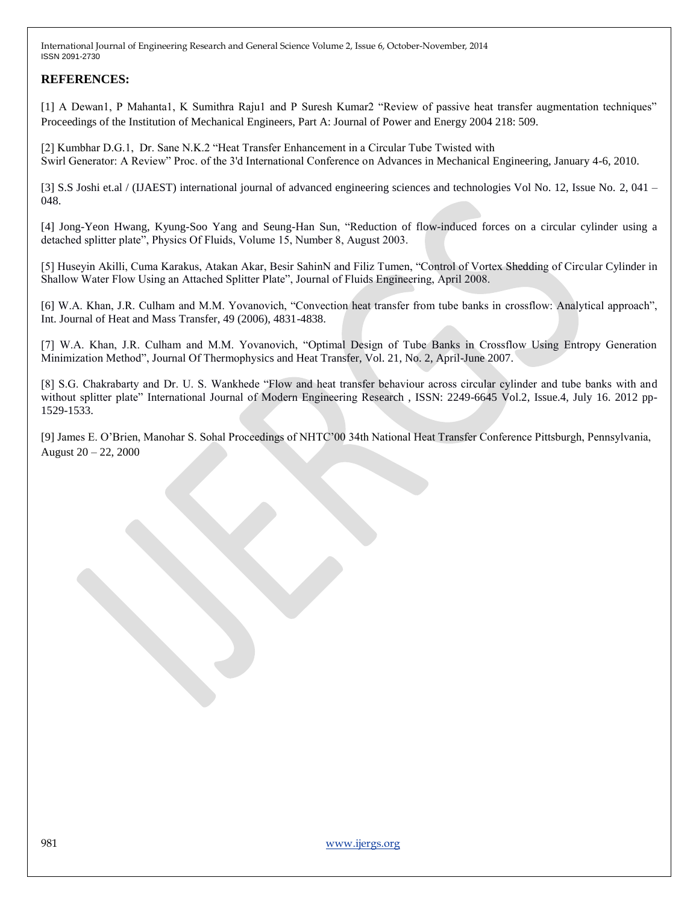## REFERENCES:

[1] A Dewan1, P Mahanta1, K Sumithra Raju1 and P Suresh Kumar2 "Review of passive heat transfer augmentation techniques" Proceedings of the Institution of Mechanical Engineers, Part A: Journal of Power and Energy 2004 218: 509.

[2] Kumbhar D.G.1, Dr. Sane N.K.2 "Heat Transfer Enhancement in a Circular Tube Twisted with Swirl Generator: A Review" Proc. of the 3'd International Conference on Advances in Mechanical Engineering, January 4-6, 2010.

[3] S.S Joshi et.al / (IJAEST) international journal of advanced engineering sciences and technologies Vol No. 12, Issue No. 2, 041 – 048.

[4] Jong-Yeon Hwang, Kyung-Soo Yang and Seung-Han Sun, "Reduction of flow-induced forces on a circular cylinder using a detached splitter plate", Physics Of Fluids, Volume 15, Number 8, August 2003.

[5] Huseyin Akilli, Cuma Karakus, Atakan Akar, Besir SahinN and Filiz Tumen, "Control of Vortex Shedding of Circular Cylinder in Shallow Water Flow Using an Attached Splitter Plate", Journal of Fluids Engineering, April 2008.

[6] W.A. Khan, J.R. Culham and M.M. Yovanovich, "Convection heat transfer from tube banks in crossflow: Analytical approach", Int. Journal of Heat and Mass Transfer, 49 (2006), 4831-4838.

[7] W.A. Khan, J.R. Culham and M.M. Yovanovich, "Optimal Design of Tube Banks in Crossflow Using Entropy Generation Minimization Method", Journal Of Thermophysics and Heat Transfer, Vol. 21, No. 2, April-June 2007.

[8] S.G. Chakrabarty and Dr. U. S. Wankhede "Flow and heat transfer behaviour across circular cylinder and tube banks with and without splitter plate" International Journal of Modern Engineering Research , ISSN: 2249-6645 Vol.2, Issue.4, July 16. 2012 pp-1529-1533.

[9] James E. O'Brien, Manohar S. Sohal Proceedings of NHTC'00 34th National Heat Transfer Conference Pittsburgh, Pennsylvania, August 20 – 22, 2000